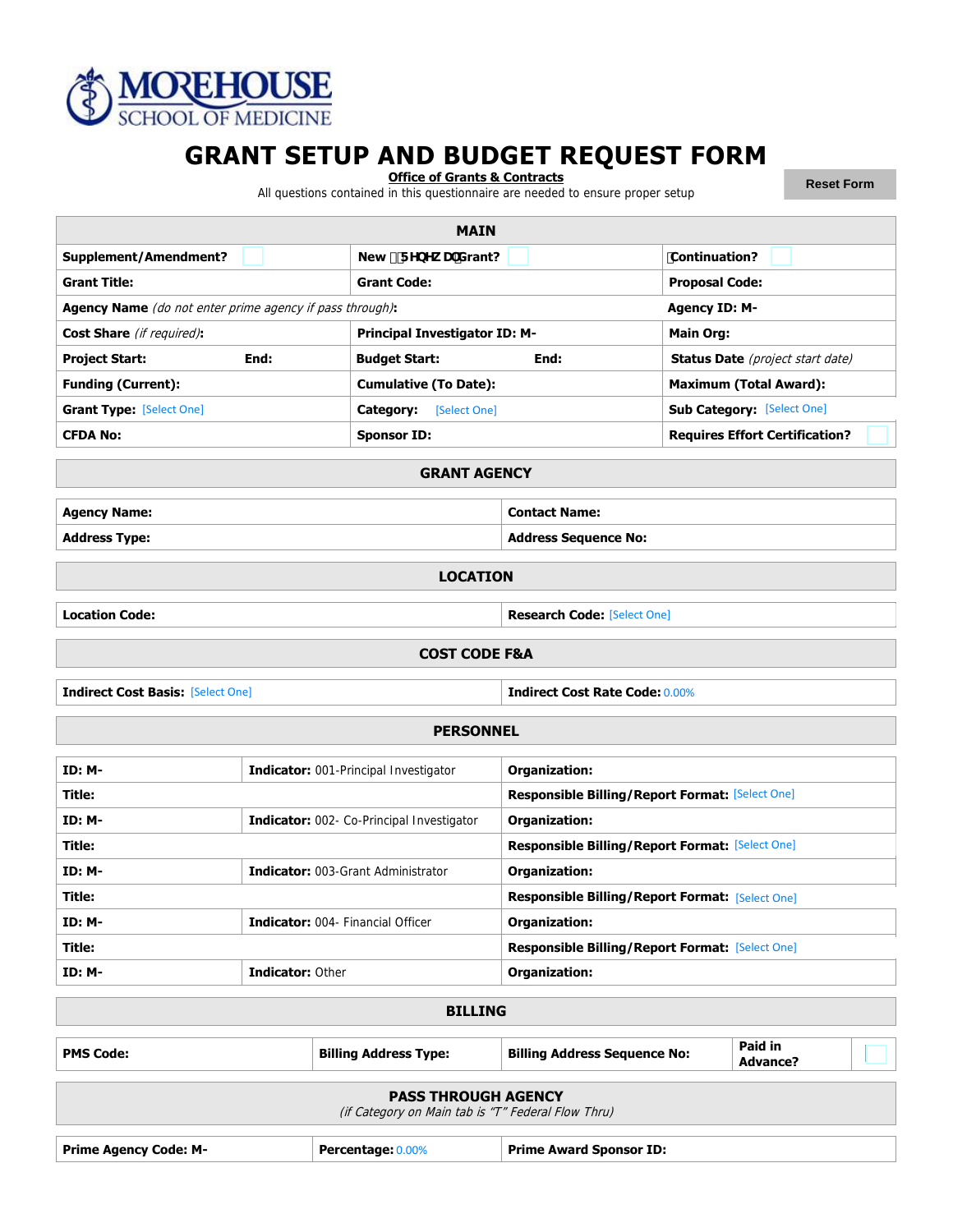MOREHOUSE SCHOOL OF MEDICINE

# GRANT SETUP AND BUDGET REQUEST FORM

**Office of Grants & Contracts**

All questions contained in this questionnaire are needed to ensure proper setup

Reset Form

## MAIN

| | | |
|---|---|---|
| **Supplement/Amendment?** | **New 5HQHZ DQGrant?** | **Continuation?** |
| **Grant Title:** | **Grant Code:** | **Proposal Code:** |
| **Agency Name** *(do not enter prime agency if pass through)***:** | | **Agency ID: M-** |
| **Cost Share** *(if required)***:** | **Principal Investigator ID: M-** | **Main Org:** |
| **Project Start:** **End:** | **Budget Start:** **End:** | **Status Date** *(project start date)* |
| **Funding (Current):** | **Cumulative (To Date):** | **Maximum (Total Award):** |
| **Grant Type:** [Select One] | **Category:** [Select One] | **Sub Category:** [Select One] |
| **CFDA No:** | **Sponsor ID:** | **Requires Effort Certification?** |

## GRANT AGENCY

| | |
|---|---|
| **Agency Name:** | **Contact Name:** |
| **Address Type:** | **Address Sequence No:** |

## LOCATION

| | |
|---|---|
| **Location Code:** | **Research Code:** [Select One] |

## COST CODE F&A

| | |
|---|---|
| **Indirect Cost Basis:** [Select One] | **Indirect Cost Rate Code:** 0.00% |

## PERSONNEL

| | | |
|---|---|---|
| **ID: M-** | **Indicator:** 001-Principal Investigator | **Organization:** |
| **Title:** | | **Responsible Billing/Report Format:** [Select One] |
| **ID: M-** | **Indicator:** 002- Co-Principal Investigator | **Organization:** |
| **Title:** | | **Responsible Billing/Report Format:** [Select One] |
| **ID: M-** | **Indicator:** 003-Grant Administrator | **Organization:** |
| **Title:** | | **Responsible Billing/Report Format:** [Select One] |
| **ID: M-** | **Indicator:** 004- Financial Officer | **Organization:** |
| **Title:** | | **Responsible Billing/Report Format:** [Select One] |
| **ID: M-** | **Indicator:** Other | **Organization:** |

## BILLING

| | | | |
|---|---|---|---|
| **PMS Code:** | **Billing Address Type:** | **Billing Address Sequence No:** | **Paid in Advance?** |

## PASS THROUGH AGENCY

*(if Category on Main tab is "T" Federal Flow Thru)*

| | | |
|---|---|---|
| **Prime Agency Code: M-** | **Percentage:** 0.00% | **Prime Award Sponsor ID:** |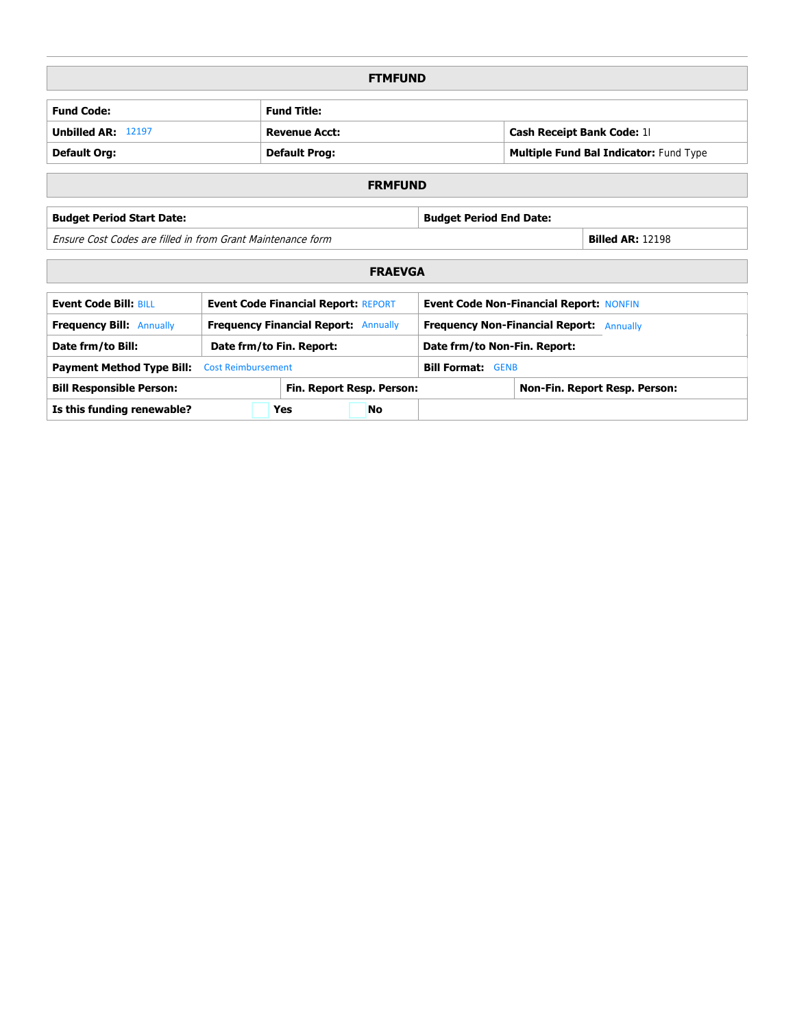## FTMFUND

| | | |
|---|---|---|
| **Fund Code:** | **Fund Title:** | |
| **Unbilled AR:** 12197 | **Revenue Acct:** | **Cash Receipt Bank Code:** 1I |
| **Default Org:** | **Default Prog:** | **Multiple Fund Bal Indicator:** Fund Type |

## FRMFUND

| | |
|---|---|
| **Budget Period Start Date:** | **Budget Period End Date:** |
| *Ensure Cost Codes are filled in from Grant Maintenance form* | **Billed AR:** 12198 |

## FRAEVGA

| | | |
|---|---|---|
| **Event Code Bill:** BILL | **Event Code Financial Report:** REPORT | **Event Code Non-Financial Report:** NONFIN |
| **Frequency Bill:** Annually | **Frequency Financial Report:** Annually | **Frequency Non-Financial Report:** Annually |
| **Date frm/to Bill:** | **Date frm/to Fin. Report:** | **Date frm/to Non-Fin. Report:** |
| **Payment Method Type Bill:** Cost Reimbursement | | **Bill Format:** GENB |
| **Bill Responsible Person:** | **Fin. Report Resp. Person:** | **Non-Fin. Report Resp. Person:** |
| **Is this funding renewable?** ☐ **Yes** ☐ **No** | | |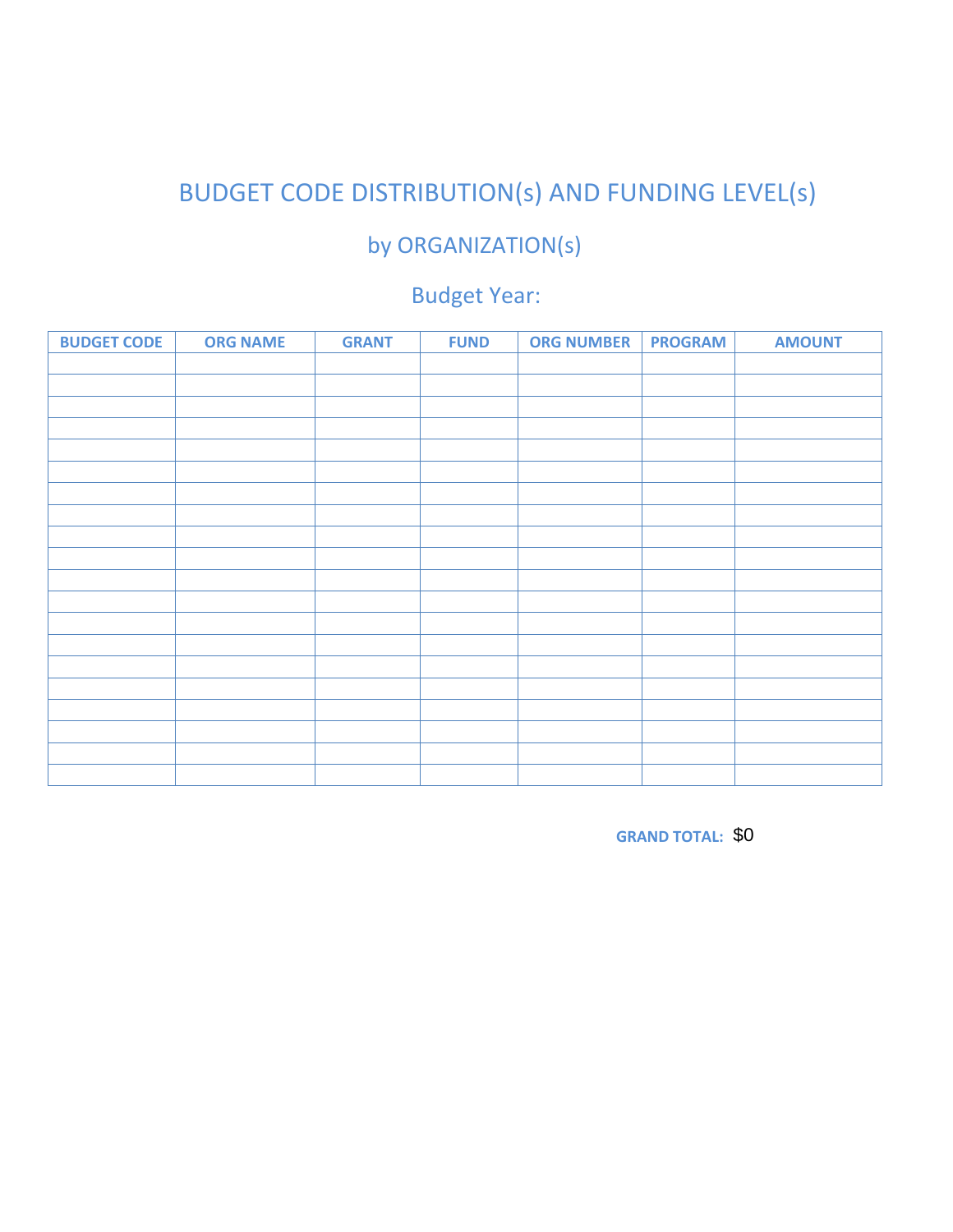# BUDGET CODE DISTRIBUTION(s) AND FUNDING LEVEL(s)

## by ORGANIZATION(s)

## Budget Year:

| BUDGET CODE | ORG NAME | GRANT | FUND | ORG NUMBER | PROGRAM | AMOUNT |
|---|---|---|---|---|---|---|
| | | | | | | |
| | | | | | | |
| | | | | | | |
| | | | | | | |
| | | | | | | |
| | | | | | | |
| | | | | | | |
| | | | | | | |
| | | | | | | |
| | | | | | | |
| | | | | | | |
| | | | | | | |
| | | | | | | |
| | | | | | | |
| | | | | | | |
| | | | | | | |
| | | | | | | |
| | | | | | | |
| | | | | | | |
| | | | | | | |

**GRAND TOTAL:** $0